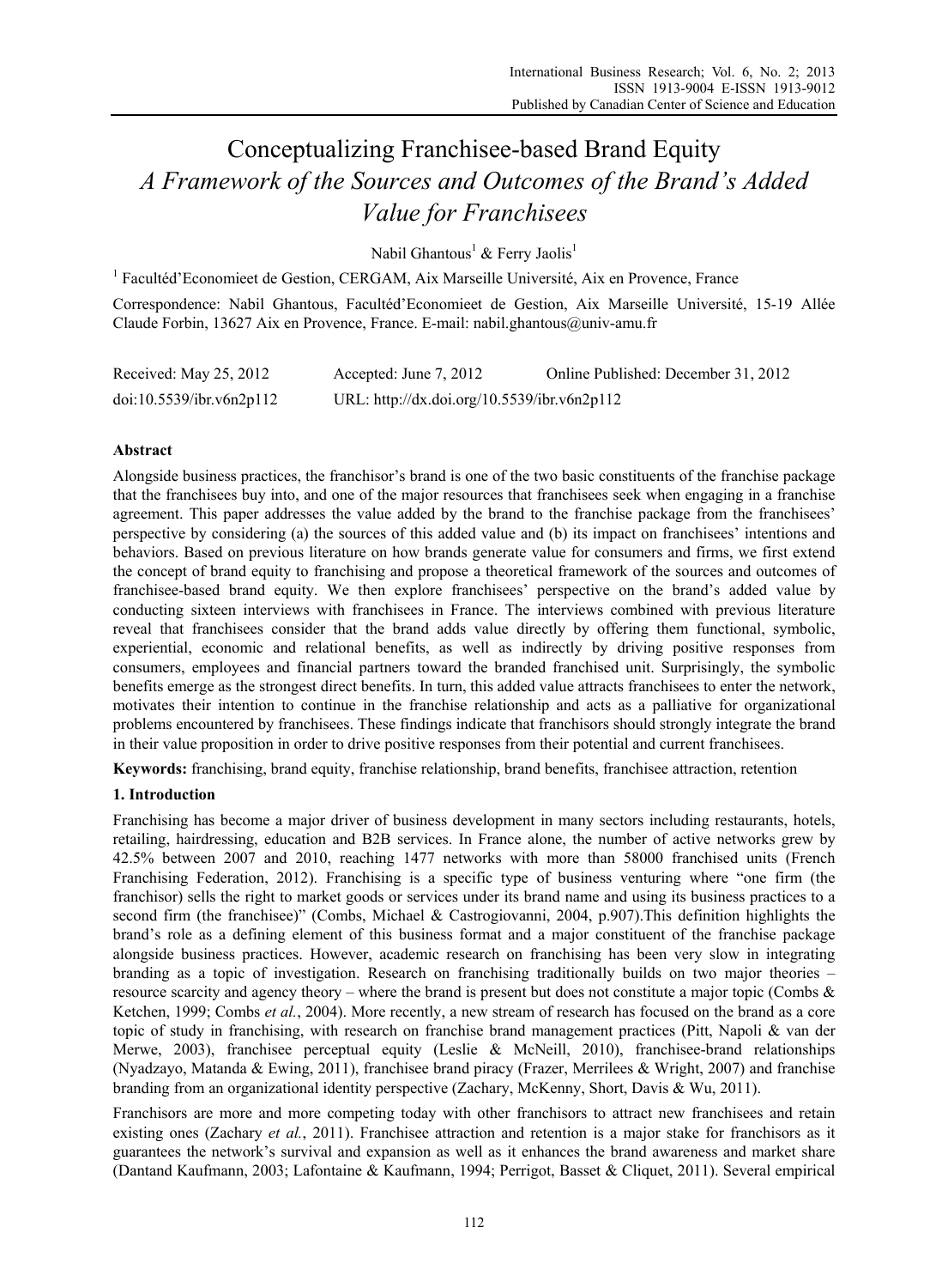# Conceptualizing Franchisee-based Brand Equity

## *A Framework of the Sources and Outcomes of the Brand's Added Value for Franchisees*

Nabil Ghantous[1] & Ferry Jaolis[1]

[1] Facultéd'Economieet de Gestion, CERGAM, Aix Marseille Université, Aix en Provence, France

Correspondence: Nabil Ghantous, Facultéd'Economieet de Gestion, Aix Marseille Université, 15-19 Allée Claude Forbin, 13627 Aix en Provence, France. E-mail: nabil.ghantous@univ-amu.fr

Received: May 25, 2012 Accepted: June 7, 2012 Online Published: December 31, 2012

doi:10.5539/ibr.v6n2p112 URL: http://dx.doi.org/10.5539/ibr.v6n2p112

**Abstract**

Alongside business practices, the franchisor's brand is one of the two basic constituents of the franchise package that the franchisees buy into, and one of the major resources that franchisees seek when engaging in a franchise agreement. This paper addresses the value added by the brand to the franchise package from the franchisees' perspective by considering (a) the sources of this added value and (b) its impact on franchisees' intentions and behaviors. Based on previous literature on how brands generate value for consumers and firms, we first extend the concept of brand equity to franchising and propose a theoretical framework of the sources and outcomes of franchisee-based brand equity. We then explore franchisees' perspective on the brand's added value by conducting sixteen interviews with franchisees in France. The interviews combined with previous literature reveal that franchisees consider that the brand adds value directly by offering them functional, symbolic, experiential, economic and relational benefits, as well as indirectly by driving positive responses from consumers, employees and financial partners toward the branded franchised unit. Surprisingly, the symbolic benefits emerge as the strongest direct benefits. In turn, this added value attracts franchisees to enter the network, motivates their intention to continue in the franchise relationship and acts as a palliative for organizational problems encountered by franchisees. These findings indicate that franchisors should strongly integrate the brand in their value proposition in order to drive positive responses from their potential and current franchisees.

**Keywords:** franchising, brand equity, franchise relationship, brand benefits, franchisee attraction, retention

## 1. Introduction

Franchising has become a major driver of business development in many sectors including restaurants, hotels, retailing, hairdressing, education and B2B services. In France alone, the number of active networks grew by 42.5% between 2007 and 2010, reaching 1477 networks with more than 58000 franchised units (French Franchising Federation, 2012). Franchising is a specific type of business venturing where "one firm (the franchisor) sells the right to market goods or services under its brand name and using its business practices to a second firm (the franchisee)" (Combs, Michael & Castrogiovanni, 2004, p.907).This definition highlights the brand's role as a defining element of this business format and a major constituent of the franchise package alongside business practices. However, academic research on franchising has been very slow in integrating branding as a topic of investigation. Research on franchising traditionally builds on two major theories – resource scarcity and agency theory – where the brand is present but does not constitute a major topic (Combs & Ketchen, 1999; Combs *et al.*, 2004). More recently, a new stream of research has focused on the brand as a core topic of study in franchising, with research on franchise brand management practices (Pitt, Napoli & van der Merwe, 2003), franchisee perceptual equity (Leslie & McNeill, 2010), franchisee-brand relationships (Nyadzayo, Matanda & Ewing, 2011), franchisee brand piracy (Frazer, Merrilees & Wright, 2007) and franchise branding from an organizational identity perspective (Zachary, McKenny, Short, Davis & Wu, 2011).

Franchisors are more and more competing today with other franchisors to attract new franchisees and retain existing ones (Zachary *et al.*, 2011). Franchisee attraction and retention is a major stake for franchisors as it guarantees the network's survival and expansion as well as it enhances the brand awareness and market share (Dantand Kaufmann, 2003; Lafontaine & Kaufmann, 1994; Perrigot, Basset & Cliquet, 2011). Several empirical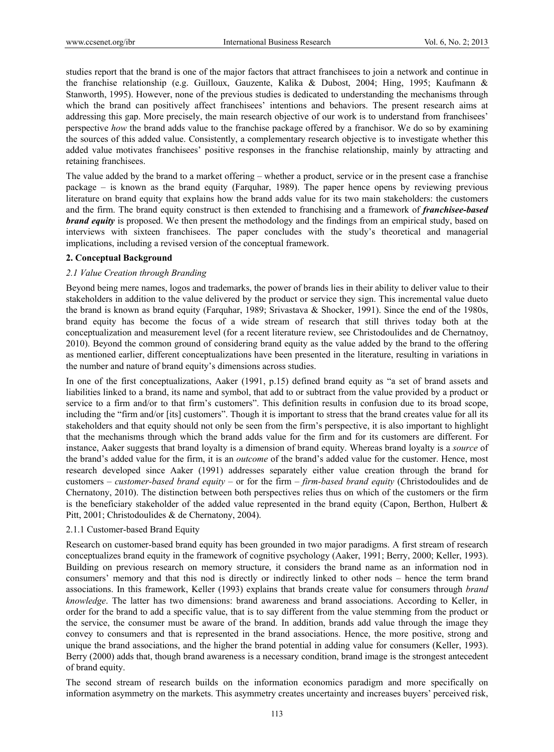studies report that the brand is one of the major factors that attract franchisees to join a network and continue in the franchise relationship (e.g. Guilloux, Gauzente, Kalika & Dubost, 2004; Hing, 1995; Kaufmann & Stanworth, 1995). However, none of the previous studies is dedicated to understanding the mechanisms through which the brand can positively affect franchisees' intentions and behaviors. The present research aims at addressing this gap. More precisely, the main research objective of our work is to understand from franchisees' perspective *how* the brand adds value to the franchise package offered by a franchisor. We do so by examining the sources of this added value. Consistently, a complementary research objective is to investigate whether this added value motivates franchisees' positive responses in the franchise relationship, mainly by attracting and retaining franchisees.

The value added by the brand to a market offering – whether a product, service or in the present case a franchise package – is known as the brand equity (Farquhar, 1989). The paper hence opens by reviewing previous literature on brand equity that explains how the brand adds value for its two main stakeholders: the customers and the firm. The brand equity construct is then extended to franchising and a framework of ***franchisee-based brand equity*** is proposed. We then present the methodology and the findings from an empirical study, based on interviews with sixteen franchisees. The paper concludes with the study's theoretical and managerial implications, including a revised version of the conceptual framework.

## 2. Conceptual Background

### *2.1 Value Creation through Branding*

Beyond being mere names, logos and trademarks, the power of brands lies in their ability to deliver value to their stakeholders in addition to the value delivered by the product or service they sign. This incremental value dueto the brand is known as brand equity (Farquhar, 1989; Srivastava & Shocker, 1991). Since the end of the 1980s, brand equity has become the focus of a wide stream of research that still thrives today both at the conceptualization and measurement level (for a recent literature review, see Christodoulides and de Chernatnoy, 2010). Beyond the common ground of considering brand equity as the value added by the brand to the offering as mentioned earlier, different conceptualizations have been presented in the literature, resulting in variations in the number and nature of brand equity's dimensions across studies.

In one of the first conceptualizations, Aaker (1991, p.15) defined brand equity as "a set of brand assets and liabilities linked to a brand, its name and symbol, that add to or subtract from the value provided by a product or service to a firm and/or to that firm's customers". This definition results in confusion due to its broad scope, including the "firm and/or [its] customers". Though it is important to stress that the brand creates value for all its stakeholders and that equity should not only be seen from the firm's perspective, it is also important to highlight that the mechanisms through which the brand adds value for the firm and for its customers are different. For instance, Aaker suggests that brand loyalty is a dimension of brand equity. Whereas brand loyalty is a *source* of the brand's added value for the firm, it is an *outcome* of the brand's added value for the customer. Hence, most research developed since Aaker (1991) addresses separately either value creation through the brand for customers – *customer-based brand equity* – or for the firm – *firm-based brand equity* (Christodoulides and de Chernatony, 2010). The distinction between both perspectives relies thus on which of the customers or the firm is the beneficiary stakeholder of the added value represented in the brand equity (Capon, Berthon, Hulbert & Pitt, 2001; Christodoulides & de Chernatony, 2004).

#### 2.1.1 Customer-based Brand Equity

Research on customer-based brand equity has been grounded in two major paradigms. A first stream of research conceptualizes brand equity in the framework of cognitive psychology (Aaker, 1991; Berry, 2000; Keller, 1993). Building on previous research on memory structure, it considers the brand name as an information nod in consumers' memory and that this nod is directly or indirectly linked to other nods – hence the term brand associations. In this framework, Keller (1993) explains that brands create value for consumers through *brand knowledge*. The latter has two dimensions: brand awareness and brand associations. According to Keller, in order for the brand to add a specific value, that is to say different from the value stemming from the product or the service, the consumer must be aware of the brand. In addition, brands add value through the image they convey to consumers and that is represented in the brand associations. Hence, the more positive, strong and unique the brand associations, and the higher the brand potential in adding value for consumers (Keller, 1993). Berry (2000) adds that, though brand awareness is a necessary condition, brand image is the strongest antecedent of brand equity.

The second stream of research builds on the information economics paradigm and more specifically on information asymmetry on the markets. This asymmetry creates uncertainty and increases buyers' perceived risk,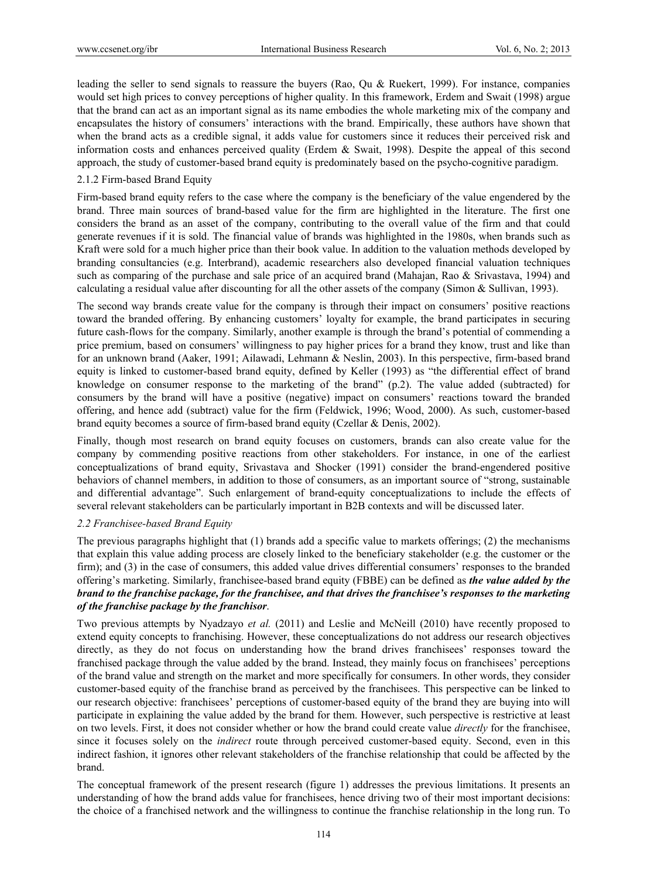leading the seller to send signals to reassure the buyers (Rao, Qu & Ruekert, 1999). For instance, companies would set high prices to convey perceptions of higher quality. In this framework, Erdem and Swait (1998) argue that the brand can act as an important signal as its name embodies the whole marketing mix of the company and encapsulates the history of consumers' interactions with the brand. Empirically, these authors have shown that when the brand acts as a credible signal, it adds value for customers since it reduces their perceived risk and information costs and enhances perceived quality (Erdem & Swait, 1998). Despite the appeal of this second approach, the study of customer-based brand equity is predominately based on the psycho-cognitive paradigm.

#### 2.1.2 Firm-based Brand Equity

Firm-based brand equity refers to the case where the company is the beneficiary of the value engendered by the brand. Three main sources of brand-based value for the firm are highlighted in the literature. The first one considers the brand as an asset of the company, contributing to the overall value of the firm and that could generate revenues if it is sold. The financial value of brands was highlighted in the 1980s, when brands such as Kraft were sold for a much higher price than their book value. In addition to the valuation methods developed by branding consultancies (e.g. Interbrand), academic researchers also developed financial valuation techniques such as comparing of the purchase and sale price of an acquired brand (Mahajan, Rao & Srivastava, 1994) and calculating a residual value after discounting for all the other assets of the company (Simon & Sullivan, 1993).

The second way brands create value for the company is through their impact on consumers' positive reactions toward the branded offering. By enhancing customers' loyalty for example, the brand participates in securing future cash-flows for the company. Similarly, another example is through the brand's potential of commending a price premium, based on consumers' willingness to pay higher prices for a brand they know, trust and like than for an unknown brand (Aaker, 1991; Ailawadi, Lehmann & Neslin, 2003). In this perspective, firm-based brand equity is linked to customer-based brand equity, defined by Keller (1993) as "the differential effect of brand knowledge on consumer response to the marketing of the brand" (p.2). The value added (subtracted) for consumers by the brand will have a positive (negative) impact on consumers' reactions toward the branded offering, and hence add (subtract) value for the firm (Feldwick, 1996; Wood, 2000). As such, customer-based brand equity becomes a source of firm-based brand equity (Czellar & Denis, 2002).

Finally, though most research on brand equity focuses on customers, brands can also create value for the company by commending positive reactions from other stakeholders. For instance, in one of the earliest conceptualizations of brand equity, Srivastava and Shocker (1991) consider the brand-engendered positive behaviors of channel members, in addition to those of consumers, as an important source of "strong, sustainable and differential advantage". Such enlargement of brand-equity conceptualizations to include the effects of several relevant stakeholders can be particularly important in B2B contexts and will be discussed later.

### *2.2 Franchisee-based Brand Equity*

The previous paragraphs highlight that (1) brands add a specific value to markets offerings; (2) the mechanisms that explain this value adding process are closely linked to the beneficiary stakeholder (e.g. the customer or the firm); and (3) in the case of consumers, this added value drives differential consumers' responses to the branded offering's marketing. Similarly, franchisee-based brand equity (FBBE) can be defined as ***the value added by the brand to the franchise package, for the franchisee, and that drives the franchisee's responses to the marketing of the franchise package by the franchisor***.

Two previous attempts by Nyadzayo *et al.* (2011) and Leslie and McNeill (2010) have recently proposed to extend equity concepts to franchising. However, these conceptualizations do not address our research objectives directly, as they do not focus on understanding how the brand drives franchisees' responses toward the franchised package through the value added by the brand. Instead, they mainly focus on franchisees' perceptions of the brand value and strength on the market and more specifically for consumers. In other words, they consider customer-based equity of the franchise brand as perceived by the franchisees. This perspective can be linked to our research objective: franchisees' perceptions of customer-based equity of the brand they are buying into will participate in explaining the value added by the brand for them. However, such perspective is restrictive at least on two levels. First, it does not consider whether or how the brand could create value *directly* for the franchisee, since it focuses solely on the *indirect* route through perceived customer-based equity. Second, even in this indirect fashion, it ignores other relevant stakeholders of the franchise relationship that could be affected by the brand.

The conceptual framework of the present research (figure 1) addresses the previous limitations. It presents an understanding of how the brand adds value for franchisees, hence driving two of their most important decisions: the choice of a franchised network and the willingness to continue the franchise relationship in the long run. To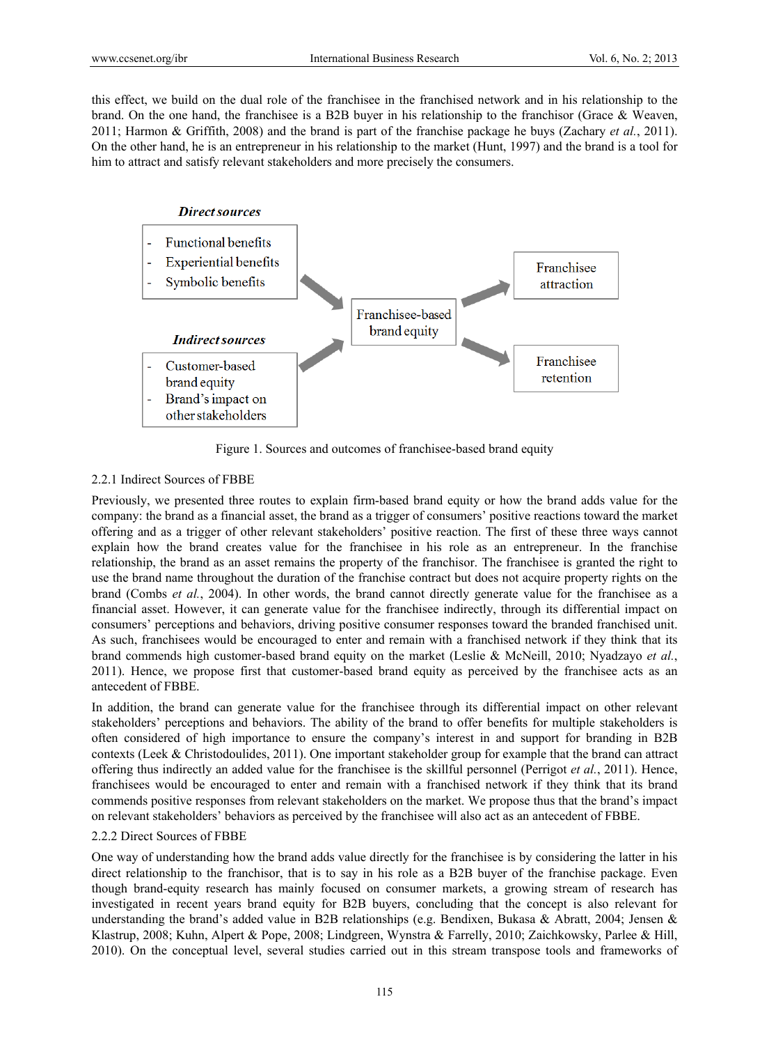this effect, we build on the dual role of the franchisee in the franchised network and in his relationship to the brand. On the one hand, the franchisee is a B2B buyer in his relationship to the franchisor (Grace & Weaven, 2011; Harmon & Griffith, 2008) and the brand is part of the franchise package he buys (Zachary *et al.*, 2011). On the other hand, he is an entrepreneur in his relationship to the market (Hunt, 1997) and the brand is a tool for him to attract and satisfy relevant stakeholders and more precisely the consumers.

***Direct sources***

- Functional benefits
- Experiential benefits
- Symbolic benefits

***Indirect sources***

- Customer-based brand equity
- Brand's impact on other stakeholders

Franchisee-based brand equity

Franchisee attraction

Franchisee retention

Figure 1. Sources and outcomes of franchisee-based brand equity

### 2.2.1 Indirect Sources of FBBE

Previously, we presented three routes to explain firm-based brand equity or how the brand adds value for the company: the brand as a financial asset, the brand as a trigger of consumers' positive reactions toward the market offering and as a trigger of other relevant stakeholders' positive reaction. The first of these three ways cannot explain how the brand creates value for the franchisee in his role as an entrepreneur. In the franchise relationship, the brand as an asset remains the property of the franchisor. The franchisee is granted the right to use the brand name throughout the duration of the franchise contract but does not acquire property rights on the brand (Combs *et al.*, 2004). In other words, the brand cannot directly generate value for the franchisee as a financial asset. However, it can generate value for the franchisee indirectly, through its differential impact on consumers' perceptions and behaviors, driving positive consumer responses toward the branded franchised unit. As such, franchisees would be encouraged to enter and remain with a franchised network if they think that its brand commends high customer-based brand equity on the market (Leslie & McNeill, 2010; Nyadzayo *et al.*, 2011). Hence, we propose first that customer-based brand equity as perceived by the franchisee acts as an antecedent of FBBE.

In addition, the brand can generate value for the franchisee through its differential impact on other relevant stakeholders' perceptions and behaviors. The ability of the brand to offer benefits for multiple stakeholders is often considered of high importance to ensure the company's interest in and support for branding in B2B contexts (Leek & Christodoulides, 2011). One important stakeholder group for example that the brand can attract offering thus indirectly an added value for the franchisee is the skillful personnel (Perrigot *et al.*, 2011). Hence, franchisees would be encouraged to enter and remain with a franchised network if they think that its brand commends positive responses from relevant stakeholders on the market. We propose thus that the brand's impact on relevant stakeholders' behaviors as perceived by the franchisee will also act as an antecedent of FBBE.

### 2.2.2 Direct Sources of FBBE

One way of understanding how the brand adds value directly for the franchisee is by considering the latter in his direct relationship to the franchisor, that is to say in his role as a B2B buyer of the franchise package. Even though brand-equity research has mainly focused on consumer markets, a growing stream of research has investigated in recent years brand equity for B2B buyers, concluding that the concept is also relevant for understanding the brand's added value in B2B relationships (e.g. Bendixen, Bukasa & Abratt, 2004; Jensen & Klastrup, 2008; Kuhn, Alpert & Pope, 2008; Lindgreen, Wynstra & Farrelly, 2010; Zaichkowsky, Parlee & Hill, 2010). On the conceptual level, several studies carried out in this stream transpose tools and frameworks of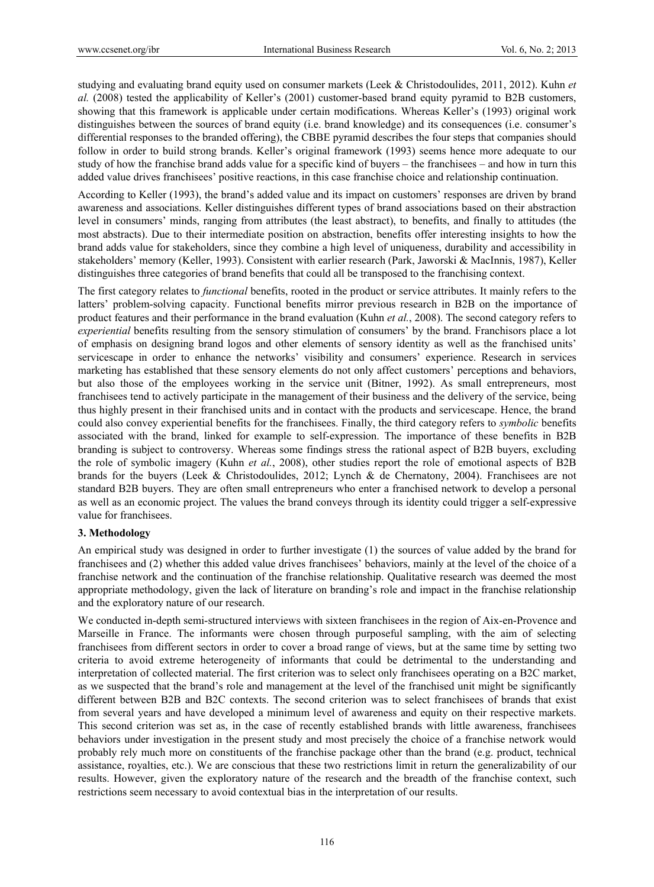studying and evaluating brand equity used on consumer markets (Leek & Christodoulides, 2011, 2012). Kuhn *et al.* (2008) tested the applicability of Keller's (2001) customer-based brand equity pyramid to B2B customers, showing that this framework is applicable under certain modifications. Whereas Keller's (1993) original work distinguishes between the sources of brand equity (i.e. brand knowledge) and its consequences (i.e. consumer's differential responses to the branded offering), the CBBE pyramid describes the four steps that companies should follow in order to build strong brands. Keller's original framework (1993) seems hence more adequate to our study of how the franchise brand adds value for a specific kind of buyers – the franchisees – and how in turn this added value drives franchisees' positive reactions, in this case franchise choice and relationship continuation.

According to Keller (1993), the brand's added value and its impact on customers' responses are driven by brand awareness and associations. Keller distinguishes different types of brand associations based on their abstraction level in consumers' minds, ranging from attributes (the least abstract), to benefits, and finally to attitudes (the most abstracts). Due to their intermediate position on abstraction, benefits offer interesting insights to how the brand adds value for stakeholders, since they combine a high level of uniqueness, durability and accessibility in stakeholders' memory (Keller, 1993). Consistent with earlier research (Park, Jaworski & MacInnis, 1987), Keller distinguishes three categories of brand benefits that could all be transposed to the franchising context.

The first category relates to *functional* benefits, rooted in the product or service attributes. It mainly refers to the latters' problem-solving capacity. Functional benefits mirror previous research in B2B on the importance of product features and their performance in the brand evaluation (Kuhn *et al.*, 2008). The second category refers to *experiential* benefits resulting from the sensory stimulation of consumers' by the brand. Franchisors place a lot of emphasis on designing brand logos and other elements of sensory identity as well as the franchised units' servicescape in order to enhance the networks' visibility and consumers' experience. Research in services marketing has established that these sensory elements do not only affect customers' perceptions and behaviors, but also those of the employees working in the service unit (Bitner, 1992). As small entrepreneurs, most franchisees tend to actively participate in the management of their business and the delivery of the service, being thus highly present in their franchised units and in contact with the products and servicescape. Hence, the brand could also convey experiential benefits for the franchisees. Finally, the third category refers to *symbolic* benefits associated with the brand, linked for example to self-expression. The importance of these benefits in B2B branding is subject to controversy. Whereas some findings stress the rational aspect of B2B buyers, excluding the role of symbolic imagery (Kuhn *et al.*, 2008), other studies report the role of emotional aspects of B2B brands for the buyers (Leek & Christodoulides, 2012; Lynch & de Chernatony, 2004). Franchisees are not standard B2B buyers. They are often small entrepreneurs who enter a franchised network to develop a personal as well as an economic project. The values the brand conveys through its identity could trigger a self-expressive value for franchisees.

## 3. Methodology

An empirical study was designed in order to further investigate (1) the sources of value added by the brand for franchisees and (2) whether this added value drives franchisees' behaviors, mainly at the level of the choice of a franchise network and the continuation of the franchise relationship. Qualitative research was deemed the most appropriate methodology, given the lack of literature on branding's role and impact in the franchise relationship and the exploratory nature of our research.

We conducted in-depth semi-structured interviews with sixteen franchisees in the region of Aix-en-Provence and Marseille in France. The informants were chosen through purposeful sampling, with the aim of selecting franchisees from different sectors in order to cover a broad range of views, but at the same time by setting two criteria to avoid extreme heterogeneity of informants that could be detrimental to the understanding and interpretation of collected material. The first criterion was to select only franchisees operating on a B2C market, as we suspected that the brand's role and management at the level of the franchised unit might be significantly different between B2B and B2C contexts. The second criterion was to select franchisees of brands that exist from several years and have developed a minimum level of awareness and equity on their respective markets. This second criterion was set as, in the case of recently established brands with little awareness, franchisees behaviors under investigation in the present study and most precisely the choice of a franchise network would probably rely much more on constituents of the franchise package other than the brand (e.g. product, technical assistance, royalties, etc.). We are conscious that these two restrictions limit in return the generalizability of our results. However, given the exploratory nature of the research and the breadth of the franchise context, such restrictions seem necessary to avoid contextual bias in the interpretation of our results.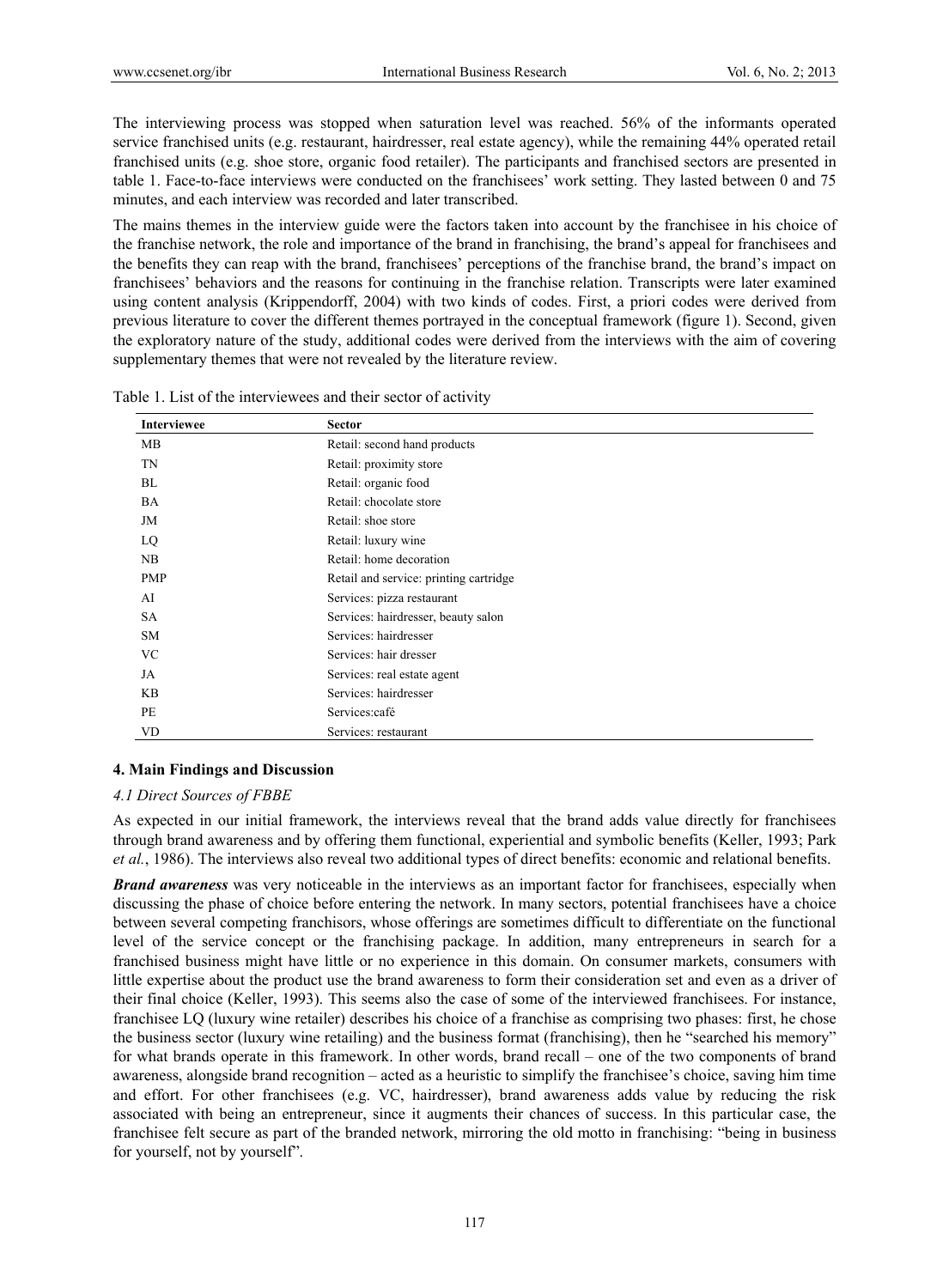The interviewing process was stopped when saturation level was reached. 56% of the informants operated service franchised units (e.g. restaurant, hairdresser, real estate agency), while the remaining 44% operated retail franchised units (e.g. shoe store, organic food retailer). The participants and franchised sectors are presented in table 1. Face-to-face interviews were conducted on the franchisees' work setting. They lasted between 0 and 75 minutes, and each interview was recorded and later transcribed.

The mains themes in the interview guide were the factors taken into account by the franchisee in his choice of the franchise network, the role and importance of the brand in franchising, the brand's appeal for franchisees and the benefits they can reap with the brand, franchisees' perceptions of the franchise brand, the brand's impact on franchisees' behaviors and the reasons for continuing in the franchise relation. Transcripts were later examined using content analysis (Krippendorff, 2004) with two kinds of codes. First, a priori codes were derived from previous literature to cover the different themes portrayed in the conceptual framework (figure 1). Second, given the exploratory nature of the study, additional codes were derived from the interviews with the aim of covering supplementary themes that were not revealed by the literature review.

Table 1. List of the interviewees and their sector of activity

| Interviewee | Sector |
|---|---|
| MB | Retail: second hand products |
| TN | Retail: proximity store |
| BL | Retail: organic food |
| BA | Retail: chocolate store |
| JM | Retail: shoe store |
| LQ | Retail: luxury wine |
| NB | Retail: home decoration |
| PMP | Retail and service: printing cartridge |
| AI | Services: pizza restaurant |
| SA | Services: hairdresser, beauty salon |
| SM | Services: hairdresser |
| VC | Services: hair dresser |
| JA | Services: real estate agent |
| KB | Services: hairdresser |
| PE | Services:café |
| VD | Services: restaurant |

## 4. Main Findings and Discussion

### 4.1 Direct Sources of FBBE

As expected in our initial framework, the interviews reveal that the brand adds value directly for franchisees through brand awareness and by offering them functional, experiential and symbolic benefits (Keller, 1993; Park *et al.*, 1986). The interviews also reveal two additional types of direct benefits: economic and relational benefits.

***Brand awareness*** was very noticeable in the interviews as an important factor for franchisees, especially when discussing the phase of choice before entering the network. In many sectors, potential franchisees have a choice between several competing franchisors, whose offerings are sometimes difficult to differentiate on the functional level of the service concept or the franchising package. In addition, many entrepreneurs in search for a franchised business might have little or no experience in this domain. On consumer markets, consumers with little expertise about the product use the brand awareness to form their consideration set and even as a driver of their final choice (Keller, 1993). This seems also the case of some of the interviewed franchisees. For instance, franchisee LQ (luxury wine retailer) describes his choice of a franchise as comprising two phases: first, he chose the business sector (luxury wine retailing) and the business format (franchising), then he "searched his memory" for what brands operate in this framework. In other words, brand recall – one of the two components of brand awareness, alongside brand recognition – acted as a heuristic to simplify the franchisee's choice, saving him time and effort. For other franchisees (e.g. VC, hairdresser), brand awareness adds value by reducing the risk associated with being an entrepreneur, since it augments their chances of success. In this particular case, the franchisee felt secure as part of the branded network, mirroring the old motto in franchising: "being in business for yourself, not by yourself".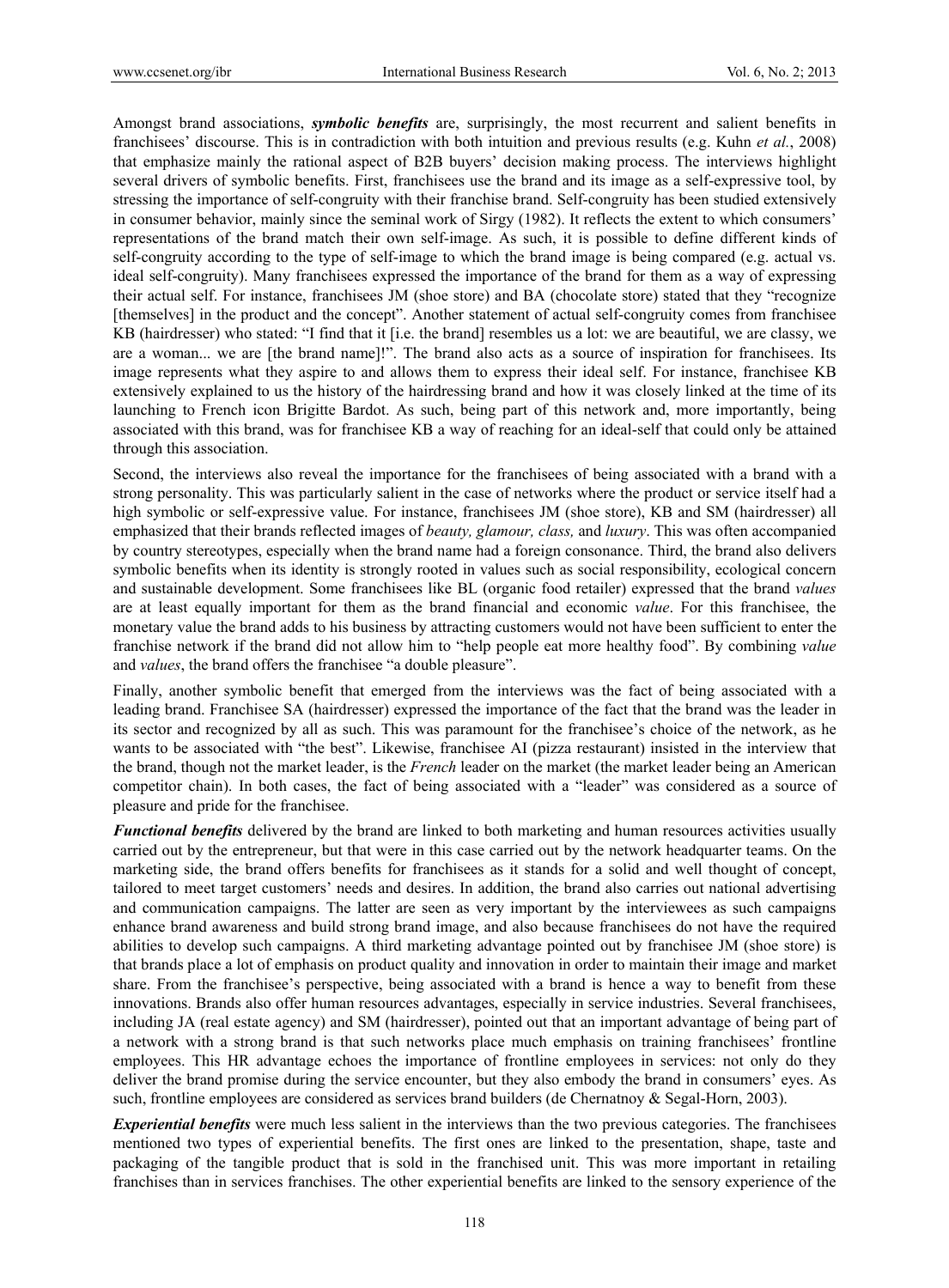Amongst brand associations, ***symbolic benefits*** are, surprisingly, the most recurrent and salient benefits in franchisees' discourse. This is in contradiction with both intuition and previous results (e.g. Kuhn *et al.*, 2008) that emphasize mainly the rational aspect of B2B buyers' decision making process. The interviews highlight several drivers of symbolic benefits. First, franchisees use the brand and its image as a self-expressive tool, by stressing the importance of self-congruity with their franchise brand. Self-congruity has been studied extensively in consumer behavior, mainly since the seminal work of Sirgy (1982). It reflects the extent to which consumers' representations of the brand match their own self-image. As such, it is possible to define different kinds of self-congruity according to the type of self-image to which the brand image is being compared (e.g. actual vs. ideal self-congruity). Many franchisees expressed the importance of the brand for them as a way of expressing their actual self. For instance, franchisees JM (shoe store) and BA (chocolate store) stated that they "recognize [themselves] in the product and the concept". Another statement of actual self-congruity comes from franchisee KB (hairdresser) who stated: "I find that it [i.e. the brand] resembles us a lot: we are beautiful, we are classy, we are a woman... we are [the brand name]!". The brand also acts as a source of inspiration for franchisees. Its image represents what they aspire to and allows them to express their ideal self. For instance, franchisee KB extensively explained to us the history of the hairdressing brand and how it was closely linked at the time of its launching to French icon Brigitte Bardot. As such, being part of this network and, more importantly, being associated with this brand, was for franchisee KB a way of reaching for an ideal-self that could only be attained through this association.

Second, the interviews also reveal the importance for the franchisees of being associated with a brand with a strong personality. This was particularly salient in the case of networks where the product or service itself had a high symbolic or self-expressive value. For instance, franchisees JM (shoe store), KB and SM (hairdresser) all emphasized that their brands reflected images of *beauty, glamour, class,* and *luxury*. This was often accompanied by country stereotypes, especially when the brand name had a foreign consonance. Third, the brand also delivers symbolic benefits when its identity is strongly rooted in values such as social responsibility, ecological concern and sustainable development. Some franchisees like BL (organic food retailer) expressed that the brand *values* are at least equally important for them as the brand financial and economic *value*. For this franchisee, the monetary value the brand adds to his business by attracting customers would not have been sufficient to enter the franchise network if the brand did not allow him to "help people eat more healthy food". By combining *value* and *values*, the brand offers the franchisee "a double pleasure".

Finally, another symbolic benefit that emerged from the interviews was the fact of being associated with a leading brand. Franchisee SA (hairdresser) expressed the importance of the fact that the brand was the leader in its sector and recognized by all as such. This was paramount for the franchisee's choice of the network, as he wants to be associated with "the best". Likewise, franchisee AI (pizza restaurant) insisted in the interview that the brand, though not the market leader, is the *French* leader on the market (the market leader being an American competitor chain). In both cases, the fact of being associated with a "leader" was considered as a source of pleasure and pride for the franchisee.

***Functional benefits*** delivered by the brand are linked to both marketing and human resources activities usually carried out by the entrepreneur, but that were in this case carried out by the network headquarter teams. On the marketing side, the brand offers benefits for franchisees as it stands for a solid and well thought of concept, tailored to meet target customers' needs and desires. In addition, the brand also carries out national advertising and communication campaigns. The latter are seen as very important by the interviewees as such campaigns enhance brand awareness and build strong brand image, and also because franchisees do not have the required abilities to develop such campaigns. A third marketing advantage pointed out by franchisee JM (shoe store) is that brands place a lot of emphasis on product quality and innovation in order to maintain their image and market share. From the franchisee's perspective, being associated with a brand is hence a way to benefit from these innovations. Brands also offer human resources advantages, especially in service industries. Several franchisees, including JA (real estate agency) and SM (hairdresser), pointed out that an important advantage of being part of a network with a strong brand is that such networks place much emphasis on training franchisees' frontline employees. This HR advantage echoes the importance of frontline employees in services: not only do they deliver the brand promise during the service encounter, but they also embody the brand in consumers' eyes. As such, frontline employees are considered as services brand builders (de Chernatnoy & Segal-Horn, 2003).

***Experiential benefits*** were much less salient in the interviews than the two previous categories. The franchisees mentioned two types of experiential benefits. The first ones are linked to the presentation, shape, taste and packaging of the tangible product that is sold in the franchised unit. This was more important in retailing franchises than in services franchises. The other experiential benefits are linked to the sensory experience of the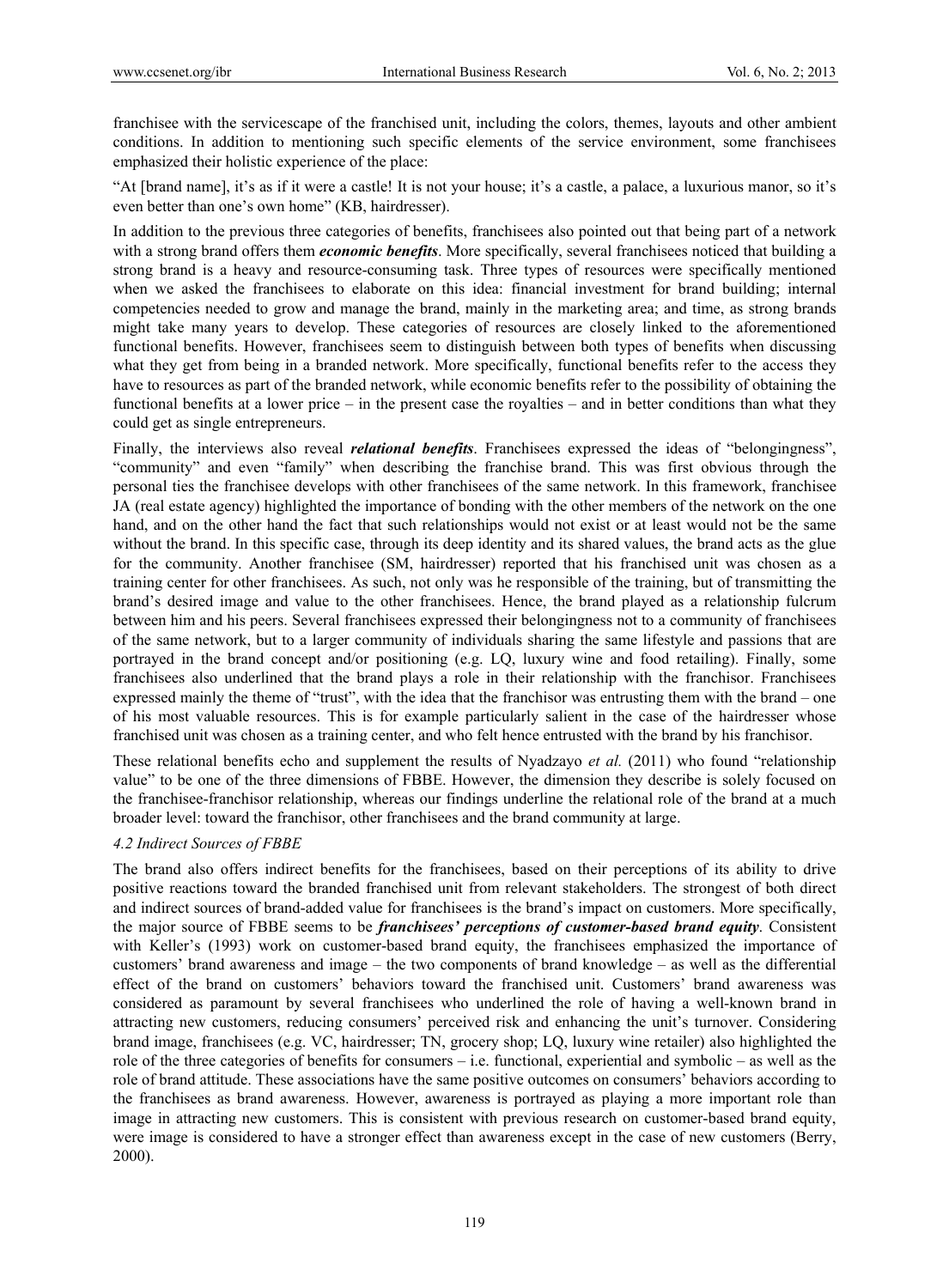franchisee with the servicescape of the franchised unit, including the colors, themes, layouts and other ambient conditions. In addition to mentioning such specific elements of the service environment, some franchisees emphasized their holistic experience of the place:

"At [brand name], it's as if it were a castle! It is not your house; it's a castle, a palace, a luxurious manor, so it's even better than one's own home" (KB, hairdresser).

In addition to the previous three categories of benefits, franchisees also pointed out that being part of a network with a strong brand offers them ***economic benefits***. More specifically, several franchisees noticed that building a strong brand is a heavy and resource-consuming task. Three types of resources were specifically mentioned when we asked the franchisees to elaborate on this idea: financial investment for brand building; internal competencies needed to grow and manage the brand, mainly in the marketing area; and time, as strong brands might take many years to develop. These categories of resources are closely linked to the aforementioned functional benefits. However, franchisees seem to distinguish between both types of benefits when discussing what they get from being in a branded network. More specifically, functional benefits refer to the access they have to resources as part of the branded network, while economic benefits refer to the possibility of obtaining the functional benefits at a lower price – in the present case the royalties – and in better conditions than what they could get as single entrepreneurs.

Finally, the interviews also reveal ***relational benefits***. Franchisees expressed the ideas of "belongingness", "community" and even "family" when describing the franchise brand. This was first obvious through the personal ties the franchisee develops with other franchisees of the same network. In this framework, franchisee JA (real estate agency) highlighted the importance of bonding with the other members of the network on the one hand, and on the other hand the fact that such relationships would not exist or at least would not be the same without the brand. In this specific case, through its deep identity and its shared values, the brand acts as the glue for the community. Another franchisee (SM, hairdresser) reported that his franchised unit was chosen as a training center for other franchisees. As such, not only was he responsible of the training, but of transmitting the brand's desired image and value to the other franchisees. Hence, the brand played as a relationship fulcrum between him and his peers. Several franchisees expressed their belongingness not to a community of franchisees of the same network, but to a larger community of individuals sharing the same lifestyle and passions that are portrayed in the brand concept and/or positioning (e.g. LQ, luxury wine and food retailing). Finally, some franchisees also underlined that the brand plays a role in their relationship with the franchisor. Franchisees expressed mainly the theme of "trust", with the idea that the franchisor was entrusting them with the brand – one of his most valuable resources. This is for example particularly salient in the case of the hairdresser whose franchised unit was chosen as a training center, and who felt hence entrusted with the brand by his franchisor.

These relational benefits echo and supplement the results of Nyadzayo *et al.* (2011) who found "relationship value" to be one of the three dimensions of FBBE. However, the dimension they describe is solely focused on the franchisee-franchisor relationship, whereas our findings underline the relational role of the brand at a much broader level: toward the franchisor, other franchisees and the brand community at large.

### *4.2 Indirect Sources of FBBE*

The brand also offers indirect benefits for the franchisees, based on their perceptions of its ability to drive positive reactions toward the branded franchised unit from relevant stakeholders. The strongest of both direct and indirect sources of brand-added value for franchisees is the brand's impact on customers. More specifically, the major source of FBBE seems to be ***franchisees' perceptions of customer-based brand equity***. Consistent with Keller's (1993) work on customer-based brand equity, the franchisees emphasized the importance of customers' brand awareness and image – the two components of brand knowledge – as well as the differential effect of the brand on customers' behaviors toward the franchised unit. Customers' brand awareness was considered as paramount by several franchisees who underlined the role of having a well-known brand in attracting new customers, reducing consumers' perceived risk and enhancing the unit's turnover. Considering brand image, franchisees (e.g. VC, hairdresser; TN, grocery shop; LQ, luxury wine retailer) also highlighted the role of the three categories of benefits for consumers – i.e. functional, experiential and symbolic – as well as the role of brand attitude. These associations have the same positive outcomes on consumers' behaviors according to the franchisees as brand awareness. However, awareness is portrayed as playing a more important role than image in attracting new customers. This is consistent with previous research on customer-based brand equity, were image is considered to have a stronger effect than awareness except in the case of new customers (Berry, 2000).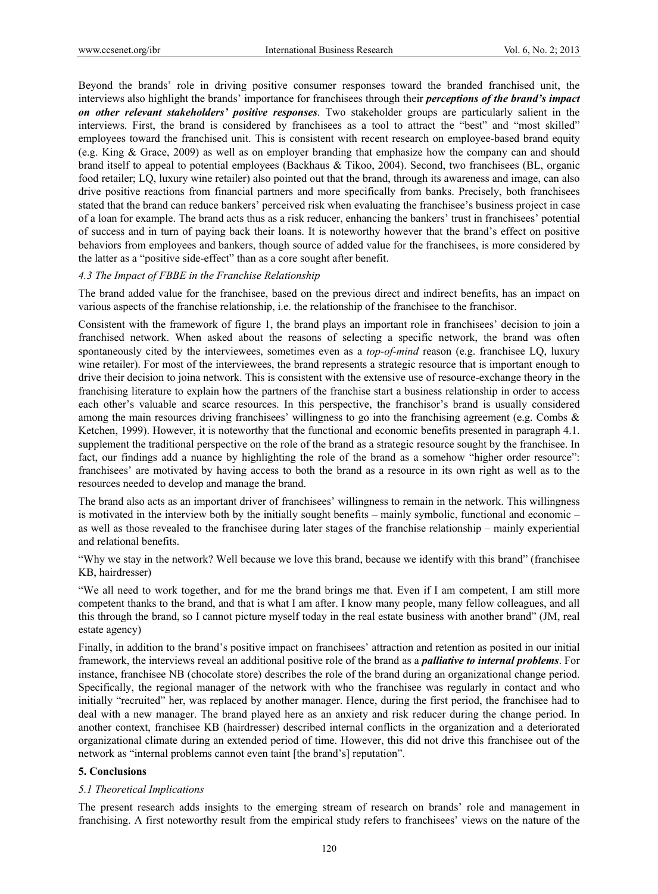Beyond the brands' role in driving positive consumer responses toward the branded franchised unit, the interviews also highlight the brands' importance for franchisees through their ***perceptions of the brand's impact on other relevant stakeholders' positive responses***. Two stakeholder groups are particularly salient in the interviews. First, the brand is considered by franchisees as a tool to attract the "best" and "most skilled" employees toward the franchised unit. This is consistent with recent research on employee-based brand equity (e.g. King & Grace, 2009) as well as on employer branding that emphasize how the company can and should brand itself to appeal to potential employees (Backhaus & Tikoo, 2004). Second, two franchisees (BL, organic food retailer; LQ, luxury wine retailer) also pointed out that the brand, through its awareness and image, can also drive positive reactions from financial partners and more specifically from banks. Precisely, both franchisees stated that the brand can reduce bankers' perceived risk when evaluating the franchisee's business project in case of a loan for example. The brand acts thus as a risk reducer, enhancing the bankers' trust in franchisees' potential of success and in turn of paying back their loans. It is noteworthy however that the brand's effect on positive behaviors from employees and bankers, though source of added value for the franchisees, is more considered by the latter as a "positive side-effect" than as a core sought after benefit.

### *4.3 The Impact of FBBE in the Franchise Relationship*

The brand added value for the franchisee, based on the previous direct and indirect benefits, has an impact on various aspects of the franchise relationship, i.e. the relationship of the franchisee to the franchisor.

Consistent with the framework of figure 1, the brand plays an important role in franchisees' decision to join a franchised network. When asked about the reasons of selecting a specific network, the brand was often spontaneously cited by the interviewees, sometimes even as a *top-of-mind* reason (e.g. franchisee LQ, luxury wine retailer). For most of the interviewees, the brand represents a strategic resource that is important enough to drive their decision to joina network. This is consistent with the extensive use of resource-exchange theory in the franchising literature to explain how the partners of the franchise start a business relationship in order to access each other's valuable and scarce resources. In this perspective, the franchisor's brand is usually considered among the main resources driving franchisees' willingness to go into the franchising agreement (e.g. Combs & Ketchen, 1999). However, it is noteworthy that the functional and economic benefits presented in paragraph 4.1. supplement the traditional perspective on the role of the brand as a strategic resource sought by the franchisee. In fact, our findings add a nuance by highlighting the role of the brand as a somehow "higher order resource": franchisees' are motivated by having access to both the brand as a resource in its own right as well as to the resources needed to develop and manage the brand.

The brand also acts as an important driver of franchisees' willingness to remain in the network. This willingness is motivated in the interview both by the initially sought benefits – mainly symbolic, functional and economic – as well as those revealed to the franchisee during later stages of the franchise relationship – mainly experiential and relational benefits.

"Why we stay in the network? Well because we love this brand, because we identify with this brand" (franchisee KB, hairdresser)

"We all need to work together, and for me the brand brings me that. Even if I am competent, I am still more competent thanks to the brand, and that is what I am after. I know many people, many fellow colleagues, and all this through the brand, so I cannot picture myself today in the real estate business with another brand" (JM, real estate agency)

Finally, in addition to the brand's positive impact on franchisees' attraction and retention as posited in our initial framework, the interviews reveal an additional positive role of the brand as a ***palliative to internal problems***. For instance, franchisee NB (chocolate store) describes the role of the brand during an organizational change period. Specifically, the regional manager of the network with who the franchisee was regularly in contact and who initially "recruited" her, was replaced by another manager. Hence, during the first period, the franchisee had to deal with a new manager. The brand played here as an anxiety and risk reducer during the change period. In another context, franchisee KB (hairdresser) described internal conflicts in the organization and a deteriorated organizational climate during an extended period of time. However, this did not drive this franchisee out of the network as "internal problems cannot even taint [the brand's] reputation".

## 5. Conclusions

### *5.1 Theoretical Implications*

The present research adds insights to the emerging stream of research on brands' role and management in franchising. A first noteworthy result from the empirical study refers to franchisees' views on the nature of the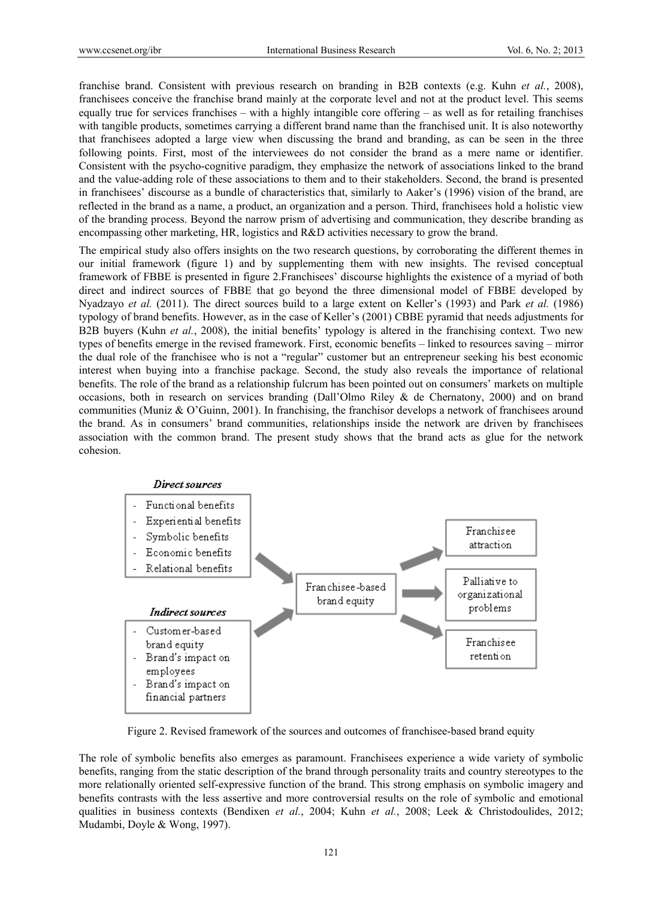franchise brand. Consistent with previous research on branding in B2B contexts (e.g. Kuhn *et al.*, 2008), franchisees conceive the franchise brand mainly at the corporate level and not at the product level. This seems equally true for services franchises – with a highly intangible core offering – as well as for retailing franchises with tangible products, sometimes carrying a different brand name than the franchised unit. It is also noteworthy that franchisees adopted a large view when discussing the brand and branding, as can be seen in the three following points. First, most of the interviewees do not consider the brand as a mere name or identifier. Consistent with the psycho-cognitive paradigm, they emphasize the network of associations linked to the brand and the value-adding role of these associations to them and to their stakeholders. Second, the brand is presented in franchisees' discourse as a bundle of characteristics that, similarly to Aaker's (1996) vision of the brand, are reflected in the brand as a name, a product, an organization and a person. Third, franchisees hold a holistic view of the branding process. Beyond the narrow prism of advertising and communication, they describe branding as encompassing other marketing, HR, logistics and R&D activities necessary to grow the brand.

The empirical study also offers insights on the two research questions, by corroborating the different themes in our initial framework (figure 1) and by supplementing them with new insights. The revised conceptual framework of FBBE is presented in figure 2.Franchisees' discourse highlights the existence of a myriad of both direct and indirect sources of FBBE that go beyond the three dimensional model of FBBE developed by Nyadzayo *et al.* (2011). The direct sources build to a large extent on Keller's (1993) and Park *et al.* (1986) typology of brand benefits. However, as in the case of Keller's (2001) CBBE pyramid that needs adjustments for B2B buyers (Kuhn *et al.*, 2008), the initial benefits' typology is altered in the franchising context. Two new types of benefits emerge in the revised framework. First, economic benefits – linked to resources saving – mirror the dual role of the franchisee who is not a "regular" customer but an entrepreneur seeking his best economic interest when buying into a franchise package. Second, the study also reveals the importance of relational benefits. The role of the brand as a relationship fulcrum has been pointed out on consumers' markets on multiple occasions, both in research on services branding (Dall'Olmo Riley & de Chernatony, 2000) and on brand communities (Muniz & O'Guinn, 2001). In franchising, the franchisor develops a network of franchisees around the brand. As in consumers' brand communities, relationships inside the network are driven by franchisees association with the common brand. The present study shows that the brand acts as glue for the network cohesion.

***Direct sources***
- Functional benefits
- Experiential benefits
- Symbolic benefits
- Economic benefits
- Relational benefits

***Indirect sources***
- Customer-based brand equity
- Brand's impact on employees
- Brand's impact on financial partners

Franchisee-based brand equity → Franchisee attraction; Palliative to organizational problems; Franchisee retention

Figure 2. Revised framework of the sources and outcomes of franchisee-based brand equity

The role of symbolic benefits also emerges as paramount. Franchisees experience a wide variety of symbolic benefits, ranging from the static description of the brand through personality traits and country stereotypes to the more relationally oriented self-expressive function of the brand. This strong emphasis on symbolic imagery and benefits contrasts with the less assertive and more controversial results on the role of symbolic and emotional qualities in business contexts (Bendixen *et al.*, 2004; Kuhn *et al.*, 2008; Leek & Christodoulides, 2012; Mudambi, Doyle & Wong, 1997).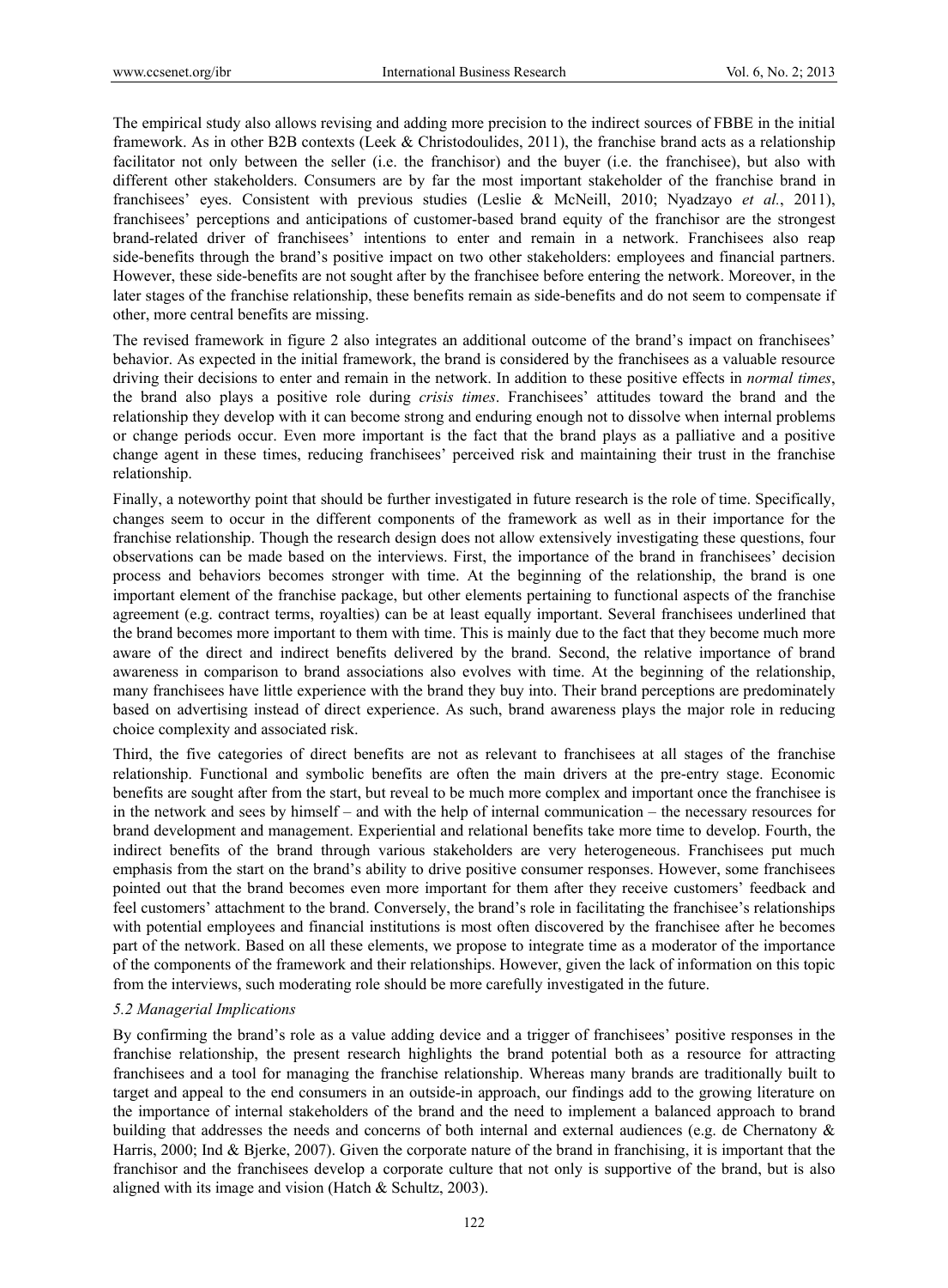The empirical study also allows revising and adding more precision to the indirect sources of FBBE in the initial framework. As in other B2B contexts (Leek & Christodoulides, 2011), the franchise brand acts as a relationship facilitator not only between the seller (i.e. the franchisor) and the buyer (i.e. the franchisee), but also with different other stakeholders. Consumers are by far the most important stakeholder of the franchise brand in franchisees' eyes. Consistent with previous studies (Leslie & McNeill, 2010; Nyadzayo *et al.*, 2011), franchisees' perceptions and anticipations of customer-based brand equity of the franchisor are the strongest brand-related driver of franchisees' intentions to enter and remain in a network. Franchisees also reap side-benefits through the brand's positive impact on two other stakeholders: employees and financial partners. However, these side-benefits are not sought after by the franchisee before entering the network. Moreover, in the later stages of the franchise relationship, these benefits remain as side-benefits and do not seem to compensate if other, more central benefits are missing.

The revised framework in figure 2 also integrates an additional outcome of the brand's impact on franchisees' behavior. As expected in the initial framework, the brand is considered by the franchisees as a valuable resource driving their decisions to enter and remain in the network. In addition to these positive effects in *normal times*, the brand also plays a positive role during *crisis times*. Franchisees' attitudes toward the brand and the relationship they develop with it can become strong and enduring enough not to dissolve when internal problems or change periods occur. Even more important is the fact that the brand plays as a palliative and a positive change agent in these times, reducing franchisees' perceived risk and maintaining their trust in the franchise relationship.

Finally, a noteworthy point that should be further investigated in future research is the role of time. Specifically, changes seem to occur in the different components of the framework as well as in their importance for the franchise relationship. Though the research design does not allow extensively investigating these questions, four observations can be made based on the interviews. First, the importance of the brand in franchisees' decision process and behaviors becomes stronger with time. At the beginning of the relationship, the brand is one important element of the franchise package, but other elements pertaining to functional aspects of the franchise agreement (e.g. contract terms, royalties) can be at least equally important. Several franchisees underlined that the brand becomes more important to them with time. This is mainly due to the fact that they become much more aware of the direct and indirect benefits delivered by the brand. Second, the relative importance of brand awareness in comparison to brand associations also evolves with time. At the beginning of the relationship, many franchisees have little experience with the brand they buy into. Their brand perceptions are predominately based on advertising instead of direct experience. As such, brand awareness plays the major role in reducing choice complexity and associated risk.

Third, the five categories of direct benefits are not as relevant to franchisees at all stages of the franchise relationship. Functional and symbolic benefits are often the main drivers at the pre-entry stage. Economic benefits are sought after from the start, but reveal to be much more complex and important once the franchisee is in the network and sees by himself – and with the help of internal communication – the necessary resources for brand development and management. Experiential and relational benefits take more time to develop. Fourth, the indirect benefits of the brand through various stakeholders are very heterogeneous. Franchisees put much emphasis from the start on the brand's ability to drive positive consumer responses. However, some franchisees pointed out that the brand becomes even more important for them after they receive customers' feedback and feel customers' attachment to the brand. Conversely, the brand's role in facilitating the franchisee's relationships with potential employees and financial institutions is most often discovered by the franchisee after he becomes part of the network. Based on all these elements, we propose to integrate time as a moderator of the importance of the components of the framework and their relationships. However, given the lack of information on this topic from the interviews, such moderating role should be more carefully investigated in the future.

### *5.2 Managerial Implications*

By confirming the brand's role as a value adding device and a trigger of franchisees' positive responses in the franchise relationship, the present research highlights the brand potential both as a resource for attracting franchisees and a tool for managing the franchise relationship. Whereas many brands are traditionally built to target and appeal to the end consumers in an outside-in approach, our findings add to the growing literature on the importance of internal stakeholders of the brand and the need to implement a balanced approach to brand building that addresses the needs and concerns of both internal and external audiences (e.g. de Chernatony & Harris, 2000; Ind & Bjerke, 2007). Given the corporate nature of the brand in franchising, it is important that the franchisor and the franchisees develop a corporate culture that not only is supportive of the brand, but is also aligned with its image and vision (Hatch & Schultz, 2003).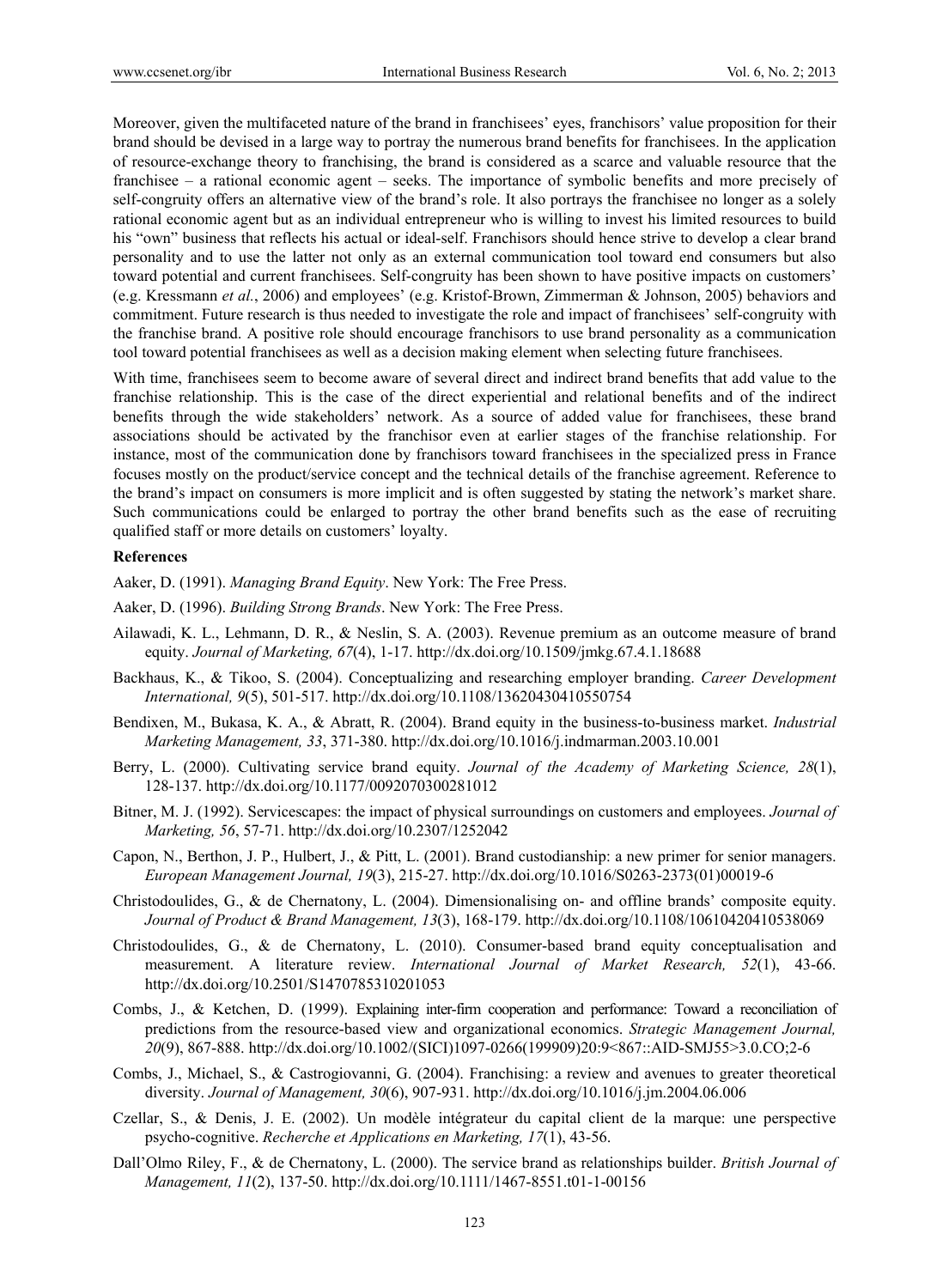Moreover, given the multifaceted nature of the brand in franchisees' eyes, franchisors' value proposition for their brand should be devised in a large way to portray the numerous brand benefits for franchisees. In the application of resource-exchange theory to franchising, the brand is considered as a scarce and valuable resource that the franchisee – a rational economic agent – seeks. The importance of symbolic benefits and more precisely of self-congruity offers an alternative view of the brand's role. It also portrays the franchisee no longer as a solely rational economic agent but as an individual entrepreneur who is willing to invest his limited resources to build his "own" business that reflects his actual or ideal-self. Franchisors should hence strive to develop a clear brand personality and to use the latter not only as an external communication tool toward end consumers but also toward potential and current franchisees. Self-congruity has been shown to have positive impacts on customers' (e.g. Kressmann *et al.*, 2006) and employees' (e.g. Kristof-Brown, Zimmerman & Johnson, 2005) behaviors and commitment. Future research is thus needed to investigate the role and impact of franchisees' self-congruity with the franchise brand. A positive role should encourage franchisors to use brand personality as a communication tool toward potential franchisees as well as a decision making element when selecting future franchisees.

With time, franchisees seem to become aware of several direct and indirect brand benefits that add value to the franchise relationship. This is the case of the direct experiential and relational benefits and of the indirect benefits through the wide stakeholders' network. As a source of added value for franchisees, these brand associations should be activated by the franchisor even at earlier stages of the franchise relationship. For instance, most of the communication done by franchisors toward franchisees in the specialized press in France focuses mostly on the product/service concept and the technical details of the franchise agreement. Reference to the brand's impact on consumers is more implicit and is often suggested by stating the network's market share. Such communications could be enlarged to portray the other brand benefits such as the ease of recruiting qualified staff or more details on customers' loyalty.

## References

Aaker, D. (1991). *Managing Brand Equity*. New York: The Free Press.

Aaker, D. (1996). *Building Strong Brands*. New York: The Free Press.

Ailawadi, K. L., Lehmann, D. R., & Neslin, S. A. (2003). Revenue premium as an outcome measure of brand equity. *Journal of Marketing, 67*(4), 1-17. http://dx.doi.org/10.1509/jmkg.67.4.1.18688

Backhaus, K., & Tikoo, S. (2004). Conceptualizing and researching employer branding. *Career Development International, 9*(5), 501-517. http://dx.doi.org/10.1108/13620430410550754

Bendixen, M., Bukasa, K. A., & Abratt, R. (2004). Brand equity in the business-to-business market. *Industrial Marketing Management, 33*, 371-380. http://dx.doi.org/10.1016/j.indmarman.2003.10.001

Berry, L. (2000). Cultivating service brand equity. *Journal of the Academy of Marketing Science, 28*(1), 128-137. http://dx.doi.org/10.1177/0092070300281012

Bitner, M. J. (1992). Servicescapes: the impact of physical surroundings on customers and employees. *Journal of Marketing, 56*, 57-71. http://dx.doi.org/10.2307/1252042

Capon, N., Berthon, J. P., Hulbert, J., & Pitt, L. (2001). Brand custodianship: a new primer for senior managers. *European Management Journal, 19*(3), 215-27. http://dx.doi.org/10.1016/S0263-2373(01)00019-6

Christodoulides, G., & de Chernatony, L. (2004). Dimensionalising on- and offline brands' composite equity. *Journal of Product & Brand Management, 13*(3), 168-179. http://dx.doi.org/10.1108/10610420410538069

Christodoulides, G., & de Chernatony, L. (2010). Consumer-based brand equity conceptualisation and measurement. A literature review. *International Journal of Market Research, 52*(1), 43-66. http://dx.doi.org/10.2501/S1470785310201053

Combs, J., & Ketchen, D. (1999). Explaining inter-firm cooperation and performance: Toward a reconciliation of predictions from the resource-based view and organizational economics. *Strategic Management Journal, 20*(9), 867-888. http://dx.doi.org/10.1002/(SICI)1097-0266(199909)20:9<867::AID-SMJ55>3.0.CO;2-6

Combs, J., Michael, S., & Castrogiovanni, G. (2004). Franchising: a review and avenues to greater theoretical diversity. *Journal of Management, 30*(6), 907-931. http://dx.doi.org/10.1016/j.jm.2004.06.006

Czellar, S., & Denis, J. E. (2002). Un modèle intégrateur du capital client de la marque: une perspective psycho-cognitive. *Recherche et Applications en Marketing, 17*(1), 43-56.

Dall'Olmo Riley, F., & de Chernatony, L. (2000). The service brand as relationships builder. *British Journal of Management, 11*(2), 137-50. http://dx.doi.org/10.1111/1467-8551.t01-1-00156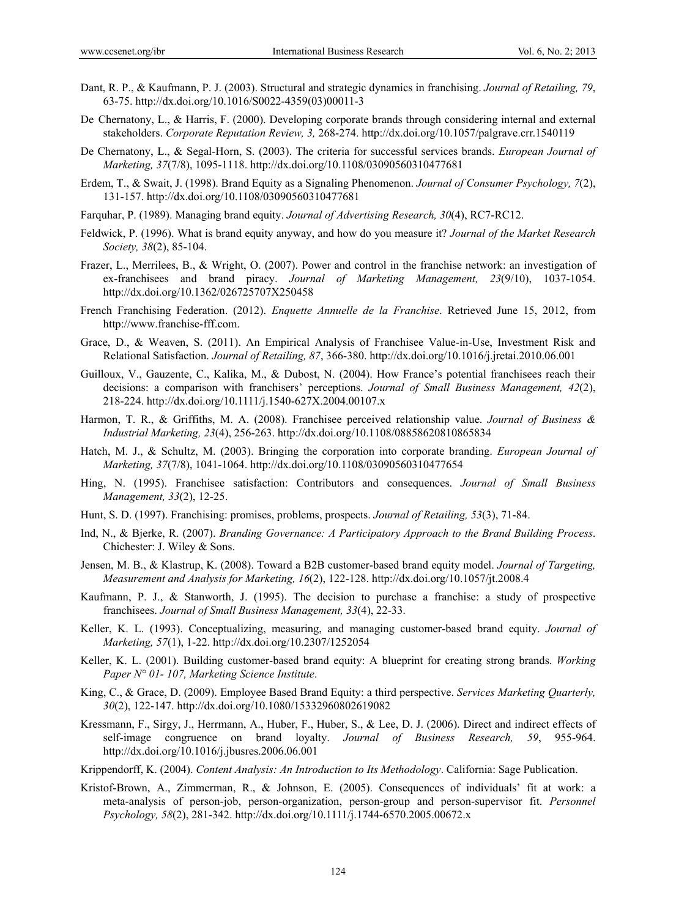Dant, R. P., & Kaufmann, P. J. (2003). Structural and strategic dynamics in franchising. *Journal of Retailing, 79*, 63-75. http://dx.doi.org/10.1016/S0022-4359(03)00011-3

De Chernatony, L., & Harris, F. (2000). Developing corporate brands through considering internal and external stakeholders. *Corporate Reputation Review, 3,* 268-274. http://dx.doi.org/10.1057/palgrave.crr.1540119

De Chernatony, L., & Segal-Horn, S. (2003). The criteria for successful services brands. *European Journal of Marketing, 37*(7/8), 1095-1118. http://dx.doi.org/10.1108/03090560310477681

Erdem, T., & Swait, J. (1998). Brand Equity as a Signaling Phenomenon. *Journal of Consumer Psychology, 7*(2), 131-157. http://dx.doi.org/10.1108/03090560310477681

Farquhar, P. (1989). Managing brand equity. *Journal of Advertising Research, 30*(4), RC7-RC12.

Feldwick, P. (1996). What is brand equity anyway, and how do you measure it? *Journal of the Market Research Society, 38*(2), 85-104.

Frazer, L., Merrilees, B., & Wright, O. (2007). Power and control in the franchise network: an investigation of ex-franchisees and brand piracy. *Journal of Marketing Management, 23*(9/10), 1037-1054. http://dx.doi.org/10.1362/026725707X250458

French Franchising Federation. (2012). *Enquette Annuelle de la Franchise*. Retrieved June 15, 2012, from http://www.franchise-fff.com.

Grace, D., & Weaven, S. (2011). An Empirical Analysis of Franchisee Value-in-Use, Investment Risk and Relational Satisfaction. *Journal of Retailing, 87*, 366-380. http://dx.doi.org/10.1016/j.jretai.2010.06.001

Guilloux, V., Gauzente, C., Kalika, M., & Dubost, N. (2004). How France's potential franchisees reach their decisions: a comparison with franchisers' perceptions. *Journal of Small Business Management, 42*(2), 218-224. http://dx.doi.org/10.1111/j.1540-627X.2004.00107.x

Harmon, T. R., & Griffiths, M. A. (2008). Franchisee perceived relationship value. *Journal of Business & Industrial Marketing, 23*(4), 256-263. http://dx.doi.org/10.1108/08858620810865834

Hatch, M. J., & Schultz, M. (2003). Bringing the corporation into corporate branding. *European Journal of Marketing, 37*(7/8), 1041-1064. http://dx.doi.org/10.1108/03090560310477654

Hing, N. (1995). Franchisee satisfaction: Contributors and consequences. *Journal of Small Business Management, 33*(2), 12-25.

Hunt, S. D. (1997). Franchising: promises, problems, prospects. *Journal of Retailing, 53*(3), 71-84.

Ind, N., & Bjerke, R. (2007). *Branding Governance: A Participatory Approach to the Brand Building Process*. Chichester: J. Wiley & Sons.

Jensen, M. B., & Klastrup, K. (2008). Toward a B2B customer-based brand equity model. *Journal of Targeting, Measurement and Analysis for Marketing, 16*(2), 122-128. http://dx.doi.org/10.1057/jt.2008.4

Kaufmann, P. J., & Stanworth, J. (1995). The decision to purchase a franchise: a study of prospective franchisees. *Journal of Small Business Management, 33*(4), 22-33.

Keller, K. L. (1993). Conceptualizing, measuring, and managing customer-based brand equity. *Journal of Marketing, 57*(1), 1-22. http://dx.doi.org/10.2307/1252054

Keller, K. L. (2001). Building customer-based brand equity: A blueprint for creating strong brands. *Working Paper N° 01- 107, Marketing Science Institute*.

King, C., & Grace, D. (2009). Employee Based Brand Equity: a third perspective. *Services Marketing Quarterly, 30*(2), 122-147. http://dx.doi.org/10.1080/15332960802619082

Kressmann, F., Sirgy, J., Herrmann, A., Huber, F., Huber, S., & Lee, D. J. (2006). Direct and indirect effects of self-image congruence on brand loyalty. *Journal of Business Research, 59*, 955-964. http://dx.doi.org/10.1016/j.jbusres.2006.06.001

Krippendorff, K. (2004). *Content Analysis: An Introduction to Its Methodology*. California: Sage Publication.

Kristof-Brown, A., Zimmerman, R., & Johnson, E. (2005). Consequences of individuals' fit at work: a meta-analysis of person-job, person-organization, person-group and person-supervisor fit. *Personnel Psychology, 58*(2), 281-342. http://dx.doi.org/10.1111/j.1744-6570.2005.00672.x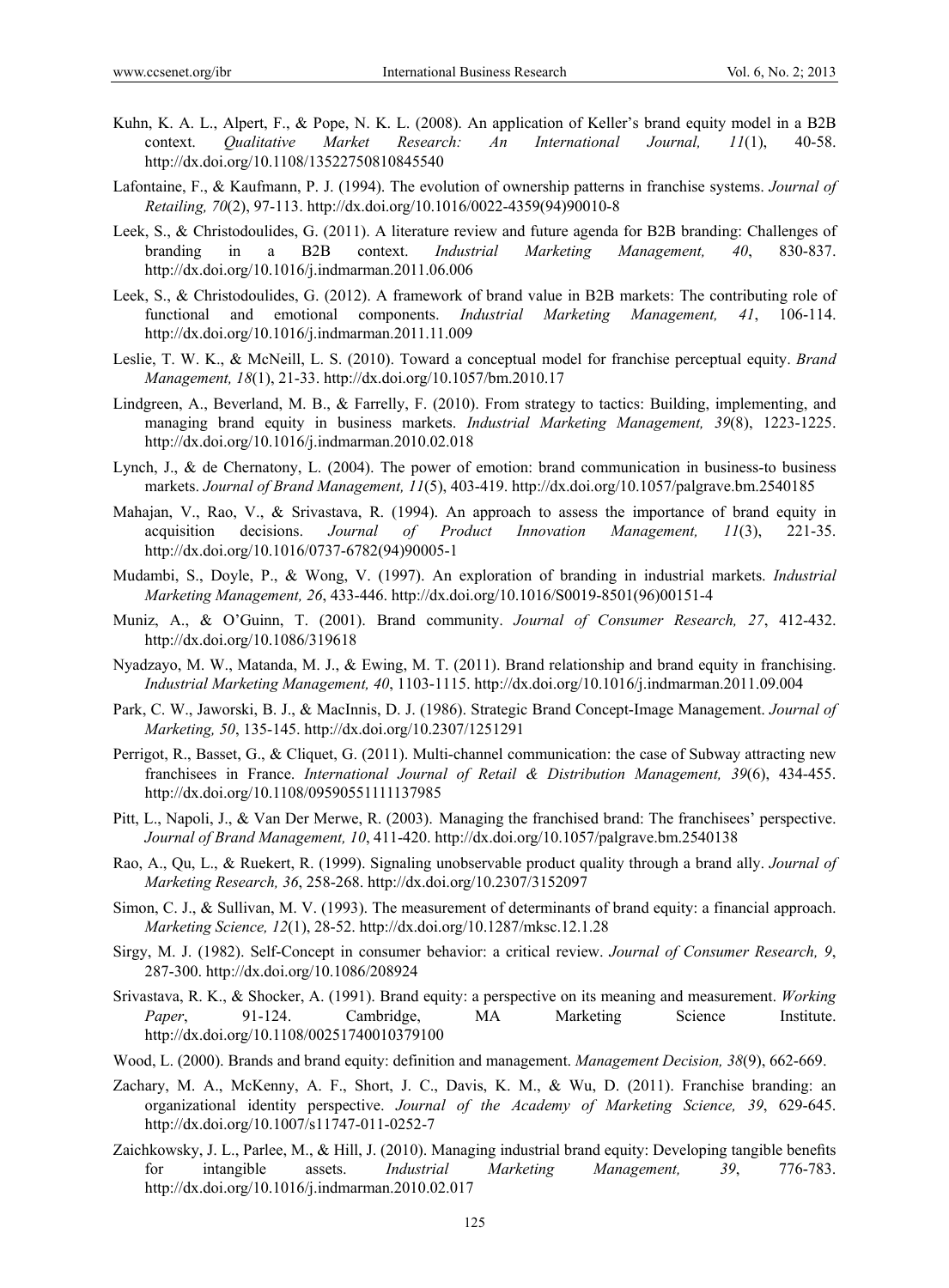Kuhn, K. A. L., Alpert, F., & Pope, N. K. L. (2008). An application of Keller's brand equity model in a B2B context. *Qualitative Market Research: An International Journal, 11*(1), 40-58. http://dx.doi.org/10.1108/13522750810845540

Lafontaine, F., & Kaufmann, P. J. (1994). The evolution of ownership patterns in franchise systems. *Journal of Retailing, 70*(2), 97-113. http://dx.doi.org/10.1016/0022-4359(94)90010-8

Leek, S., & Christodoulides, G. (2011). A literature review and future agenda for B2B branding: Challenges of branding in a B2B context. *Industrial Marketing Management, 40*, 830-837. http://dx.doi.org/10.1016/j.indmarman.2011.06.006

Leek, S., & Christodoulides, G. (2012). A framework of brand value in B2B markets: The contributing role of functional and emotional components. *Industrial Marketing Management, 41*, 106-114. http://dx.doi.org/10.1016/j.indmarman.2011.11.009

Leslie, T. W. K., & McNeill, L. S. (2010). Toward a conceptual model for franchise perceptual equity. *Brand Management, 18*(1), 21-33. http://dx.doi.org/10.1057/bm.2010.17

Lindgreen, A., Beverland, M. B., & Farrelly, F. (2010). From strategy to tactics: Building, implementing, and managing brand equity in business markets. *Industrial Marketing Management, 39*(8), 1223-1225. http://dx.doi.org/10.1016/j.indmarman.2010.02.018

Lynch, J., & de Chernatony, L. (2004). The power of emotion: brand communication in business-to business markets. *Journal of Brand Management, 11*(5), 403-419. http://dx.doi.org/10.1057/palgrave.bm.2540185

Mahajan, V., Rao, V., & Srivastava, R. (1994). An approach to assess the importance of brand equity in acquisition decisions. *Journal of Product Innovation Management, 11*(3), 221-35. http://dx.doi.org/10.1016/0737-6782(94)90005-1

Mudambi, S., Doyle, P., & Wong, V. (1997). An exploration of branding in industrial markets. *Industrial Marketing Management, 26*, 433-446. http://dx.doi.org/10.1016/S0019-8501(96)00151-4

Muniz, A., & O'Guinn, T. (2001). Brand community. *Journal of Consumer Research, 27*, 412-432. http://dx.doi.org/10.1086/319618

Nyadzayo, M. W., Matanda, M. J., & Ewing, M. T. (2011). Brand relationship and brand equity in franchising. *Industrial Marketing Management, 40*, 1103-1115. http://dx.doi.org/10.1016/j.indmarman.2011.09.004

Park, C. W., Jaworski, B. J., & MacInnis, D. J. (1986). Strategic Brand Concept-Image Management. *Journal of Marketing, 50*, 135-145. http://dx.doi.org/10.2307/1251291

Perrigot, R., Basset, G., & Cliquet, G. (2011). Multi-channel communication: the case of Subway attracting new franchisees in France. *International Journal of Retail & Distribution Management, 39*(6), 434-455. http://dx.doi.org/10.1108/09590551111137985

Pitt, L., Napoli, J., & Van Der Merwe, R. (2003). Managing the franchised brand: The franchisees' perspective. *Journal of Brand Management, 10*, 411-420. http://dx.doi.org/10.1057/palgrave.bm.2540138

Rao, A., Qu, L., & Ruekert, R. (1999). Signaling unobservable product quality through a brand ally. *Journal of Marketing Research, 36*, 258-268. http://dx.doi.org/10.2307/3152097

Simon, C. J., & Sullivan, M. V. (1993). The measurement of determinants of brand equity: a financial approach. *Marketing Science, 12*(1), 28-52. http://dx.doi.org/10.1287/mksc.12.1.28

Sirgy, M. J. (1982). Self-Concept in consumer behavior: a critical review. *Journal of Consumer Research, 9*, 287-300. http://dx.doi.org/10.1086/208924

Srivastava, R. K., & Shocker, A. (1991). Brand equity: a perspective on its meaning and measurement. *Working Paper*, 91-124. Cambridge, MA Marketing Science Institute. http://dx.doi.org/10.1108/00251740010379100

Wood, L. (2000). Brands and brand equity: definition and management. *Management Decision, 38*(9), 662-669.

Zachary, M. A., McKenny, A. F., Short, J. C., Davis, K. M., & Wu, D. (2011). Franchise branding: an organizational identity perspective. *Journal of the Academy of Marketing Science, 39*, 629-645. http://dx.doi.org/10.1007/s11747-011-0252-7

Zaichkowsky, J. L., Parlee, M., & Hill, J. (2010). Managing industrial brand equity: Developing tangible benefits for intangible assets. *Industrial Marketing Management, 39*, 776-783. http://dx.doi.org/10.1016/j.indmarman.2010.02.017